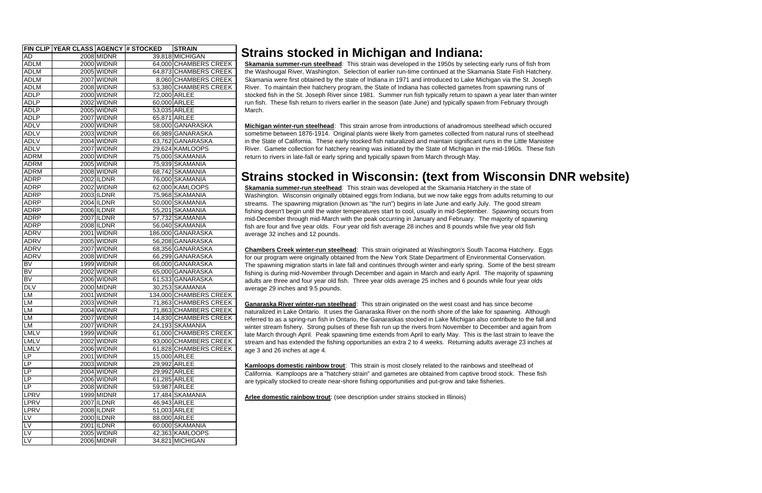| FIN CLIP | YEAR CLASS | AGENCY | # STOCKED | STRAIN |
|---|---|---|---|---|
| AD | 2008 | MIDNR | 39,818 | MICHIGAN |
| ADLM | 2000 | WIDNR | 64,000 | CHAMBERS CREEK |
| ADLM | 2005 | WIDNR | 64,873 | CHAMBERS CREEK |
| ADLM | 2007 | WIDNR | 8,060 | CHAMBERS CREEK |
| ADLM | 2008 | WIDNR | 53,380 | CHAMBERS CREEK |
| ADLP | 2000 | WIDNR | 72,000 | ARLEE |
| ADLP | 2002 | WIDNR | 60,000 | ARLEE |
| ADLP | 2005 | WIDNR | 53,035 | ARLEE |
| ADLP | 2007 | WIDNR | 65,871 | ARLEE |
| ADLV | 2000 | WIDNR | 58,000 | GANARASKA |
| ADLV | 2003 | WIDNR | 66,989 | GANARASKA |
| ADLV | 2004 | WIDNR | 63,762 | GANARASKA |
| ADLV | 2007 | WIDNR | 29,624 | KAMLOOPS |
| ADRM | 2000 | WIDNR | 75,000 | SKAMANIA |
| ADRM | 2005 | WIDNR | 75,939 | SKAMANIA |
| ADRM | 2008 | WIDNR | 68,742 | SKAMANIA |
| ADRP | 2002 | ILDNR | 76,000 | SKAMANIA |
| ADRP | 2002 | WIDNR | 62,000 | KAMLOOPS |
| ADRP | 2003 | ILDNR | 75,968 | SKAMANIA |
| ADRP | 2004 | ILDNR | 50,000 | SKAMANIA |
| ADRP | 2006 | ILDNR | 55,201 | SKAMANIA |
| ADRP | 2007 | ILDNR | 57,732 | SKAMANIA |
| ADRP | 2008 | ILDNR | 56,040 | SKAMANIA |
| ADRV | 2001 | WIDNR | 186,000 | GANARASKA |
| ADRV | 2005 | WIDNR | 56,208 | GANARASKA |
| ADRV | 2007 | WIDNR | 68,356 | GANARASKA |
| ADRV | 2008 | WIDNR | 66,299 | GANARASKA |
| BV | 1999 | WIDNR | 66,000 | GANARASKA |
| BV | 2002 | WIDNR | 65,000 | GANARASKA |
| BV | 2006 | WIDNR | 61,533 | GANARASKA |
| DLV | 2000 | MIDNR | 30,253 | SKAMANIA |
| LM | 2001 | WIDNR | 134,000 | CHAMBERS CREEK |
| LM | 2003 | WIDNR | 71,863 | CHAMBERS CREEK |
| LM | 2004 | WIDNR | 71,863 | CHAMBERS CREEK |
| LM | 2007 | WIDNR | 14,830 | CHAMBERS CREEK |
| LM | 2007 | WIDNR | 24,193 | SKAMANIA |
| LMLV | 1999 | WIDNR | 61,000 | CHAMBERS CREEK |
| LMLV | 2002 | WIDNR | 93,000 | CHAMBERS CREEK |
| LMLV | 2006 | WIDNR | 61,828 | CHAMBERS CREEK |
| LP | 2001 | WIDNR | 15,000 | ARLEE |
| LP | 2003 | WIDNR | 29,992 | ARLEE |
| LP | 2004 | WIDNR | 29,992 | ARLEE |
| LP | 2006 | WIDNR | 61,285 | ARLEE |
| LP | 2008 | WIDNR | 59,987 | ARLEE |
| LPRV | 1999 | MIDNR | 17,484 | SKAMANIA |
| LPRV | 2007 | ILDNR | 46,943 | ARLEE |
| LPRV | 2008 | ILDNR | 51,003 | ARLEE |
| LV | 2000 | ILDNR | 88,000 | ARLEE |
| LV | 2001 | ILDNR | 60,000 | SKAMANIA |
| LV | 2005 | WIDNR | 42,363 | KAMLOOPS |
| LV | 2006 | MIDNR | 34,821 | MICHIGAN |

# Strains stocked in Michigan and Indiana:

**Skamania summer-run steelhead**: This strain was developed in the 1950s by selecting early runs of fish from the Washougal River, Washington. Selection of earlier run-time continued at the Skamania State Fish Hatchery. Skamania were first obtained by the state of Indiana in 1971 and introduced to Lake Michigan via the St. Joseph River. To maintain their hatchery program, the State of Indiana has collected gametes from spawning runs of stocked fish in the St. Joseph River since 1981. Summer run fish typically return to spawn a year later than winter run fish. These fish return to rivers earlier in the season (late June) and typically spawn from February through March.

**Michigan winter-run steelhead**: This strain arrose from introductions of anadromous steelhead which occured sometime between 1876-1914. Original plants were likely from gametes collected from natural runs of steelhead in the State of California. These early stocked fish naturalized and maintain significant runs in the Little Manistee River. Gamete collection for hatchery rearing was initiated by the State of Michigan in the mid-1960s. These fish return to rivers in late-fall or early spring and typically spawn from March through May.

# Strains stocked in Wisconsin: (text from Wisconsin DNR website)

**Skamania summer-run steelhead**: This strain was developed at the Skamania Hatchery in the state of Washington. Wisconsin originally obtained eggs from Indiana, but we now take eggs from adults returning to our streams. The spawning migration (known as "the run") begins in late June and early July. The good stream fishing doesn't begin until the water temperatures start to cool, usually in mid-September. Spawning occurs from mid-December through mid-March with the peak occurring in January and February. The majority of spawning fish are four and five year olds. Four year old fish average 28 inches and 8 pounds while five year old fish average 32 inches and 12 pounds.

**Chambers Creek winter-run steelhead**: This strain originated at Washington's South Tacoma Hatchery. Eggs for our program were originally obtained from the New York State Department of Environmental Conservation. The spawning migration starts in late fall and continues through winter and early spring. Some of the best stream fishing is during mid-November through December and again in March and early April. The majority of spawning adults are three and four year old fish. Three year olds average 25 inches and 6 pounds while four year olds average 29 inches and 9.5 pounds.

**Ganaraska River winter-run steelhead**: This strain originated on the west coast and has since become naturalized in Lake Ontario. It uses the Ganaraska River on the north shore of the lake for spawning. Although referred to as a spring-run fish in Ontario, the Ganaraskas stocked in Lake Michigan also contribute to the fall and winter stream fishery. Strong pulses of these fish run up the rivers from November to December and again from late March through April. Peak spawning time extends from April to early May. This is the last strain to leave the stream and has extended the fishing opportunities an extra 2 to 4 weeks. Returning adults average 23 inches at age 3 and 26 inches at age 4.

**Kamloops domestic rainbow trout**: This strain is most closely related to the rainbows and steelhead of California. Kamploops are a "hatchery strain" and gametes are obtained from captive brood stock. These fish are typically stocked to create near-shore fishing opportunities and put-grow and take fisheries.

**Arlee domestic rainbow trout**: (see description under strains stocked in Illinois)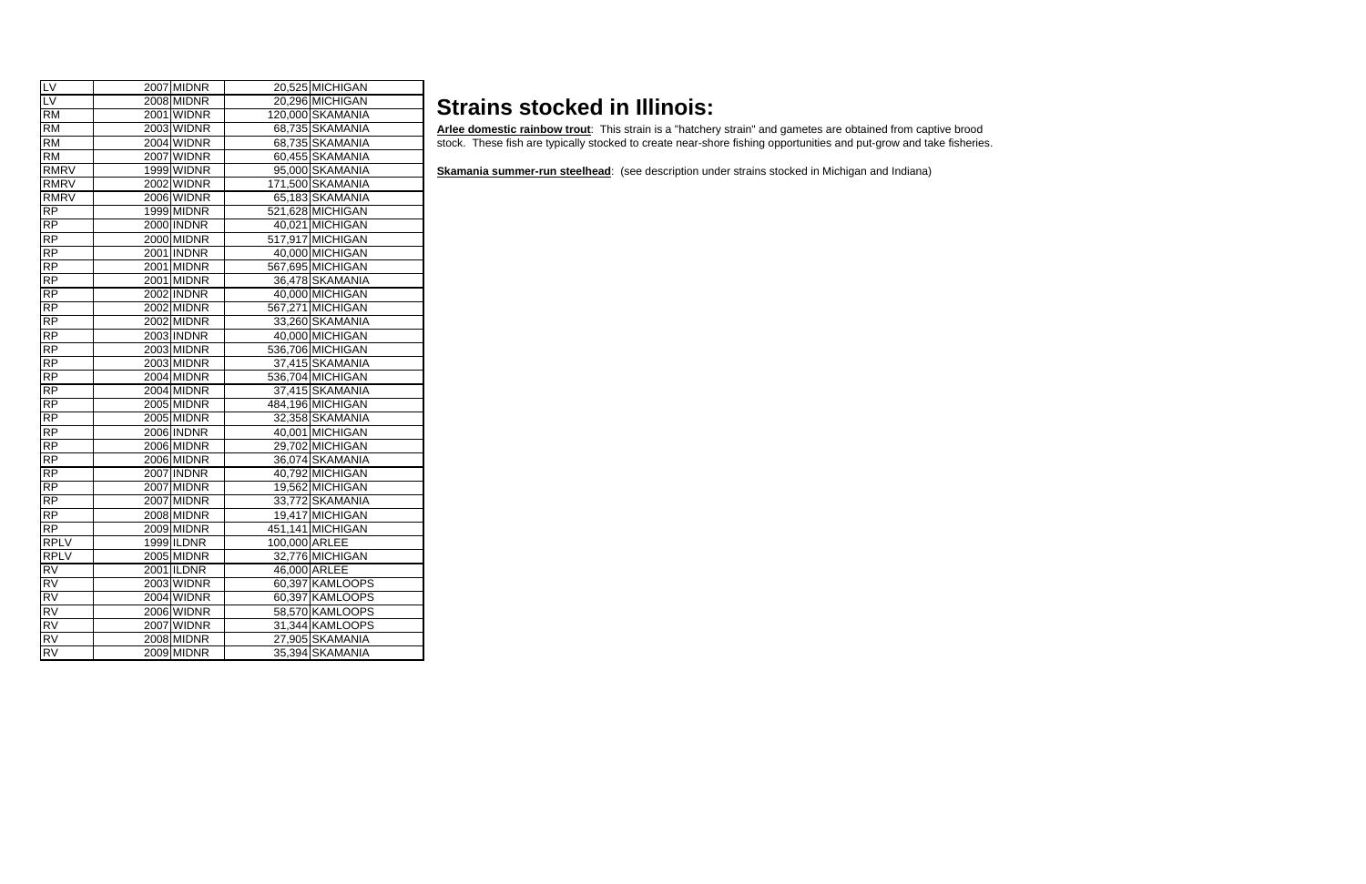| | | | | |
|---|---|---|---|---|
| LV | 2007 | MIDNR | 20,525 | MICHIGAN |
| LV | 2008 | MIDNR | 20,296 | MICHIGAN |
| RM | 2001 | WIDNR | 120,000 | SKAMANIA |
| RM | 2003 | WIDNR | 68,735 | SKAMANIA |
| RM | 2004 | WIDNR | 68,735 | SKAMANIA |
| RM | 2007 | WIDNR | 60,455 | SKAMANIA |
| RMRV | 1999 | WIDNR | 95,000 | SKAMANIA |
| RMRV | 2002 | WIDNR | 171,500 | SKAMANIA |
| RMRV | 2006 | WIDNR | 65,183 | SKAMANIA |
| RP | 1999 | MIDNR | 521,628 | MICHIGAN |
| RP | 2000 | INDNR | 40,021 | MICHIGAN |
| RP | 2000 | MIDNR | 517,917 | MICHIGAN |
| RP | 2001 | INDNR | 40,000 | MICHIGAN |
| RP | 2001 | MIDNR | 567,695 | MICHIGAN |
| RP | 2001 | MIDNR | 36,478 | SKAMANIA |
| RP | 2002 | INDNR | 40,000 | MICHIGAN |
| RP | 2002 | MIDNR | 567,271 | MICHIGAN |
| RP | 2002 | MIDNR | 33,260 | SKAMANIA |
| RP | 2003 | INDNR | 40,000 | MICHIGAN |
| RP | 2003 | MIDNR | 536,706 | MICHIGAN |
| RP | 2003 | MIDNR | 37,415 | SKAMANIA |
| RP | 2004 | MIDNR | 536,704 | MICHIGAN |
| RP | 2004 | MIDNR | 37,415 | SKAMANIA |
| RP | 2005 | MIDNR | 484,196 | MICHIGAN |
| RP | 2005 | MIDNR | 32,358 | SKAMANIA |
| RP | 2006 | INDNR | 40,001 | MICHIGAN |
| RP | 2006 | MIDNR | 29,702 | MICHIGAN |
| RP | 2006 | MIDNR | 36,074 | SKAMANIA |
| RP | 2007 | INDNR | 40,792 | MICHIGAN |
| RP | 2007 | MIDNR | 19,562 | MICHIGAN |
| RP | 2007 | MIDNR | 33,772 | SKAMANIA |
| RP | 2008 | MIDNR | 19,417 | MICHIGAN |
| RP | 2009 | MIDNR | 451,141 | MICHIGAN |
| RPLV | 1999 | ILDNR | 100,000 | ARLEE |
| RPLV | 2005 | MIDNR | 32,776 | MICHIGAN |
| RV | 2001 | ILDNR | 46,000 | ARLEE |
| RV | 2003 | WIDNR | 60,397 | KAMLOOPS |
| RV | 2004 | WIDNR | 60,397 | KAMLOOPS |
| RV | 2006 | WIDNR | 58,570 | KAMLOOPS |
| RV | 2007 | WIDNR | 31,344 | KAMLOOPS |
| RV | 2008 | MIDNR | 27,905 | SKAMANIA |
| RV | 2009 | MIDNR | 35,394 | SKAMANIA |

# Strains stocked in Illinois:

**Arlee domestic rainbow trout**: This strain is a "hatchery strain" and gametes are obtained from captive brood stock. These fish are typically stocked to create near-shore fishing opportunities and put-grow and take fisheries.

**Skamania summer-run steelhead**: (see description under strains stocked in Michigan and Indiana)